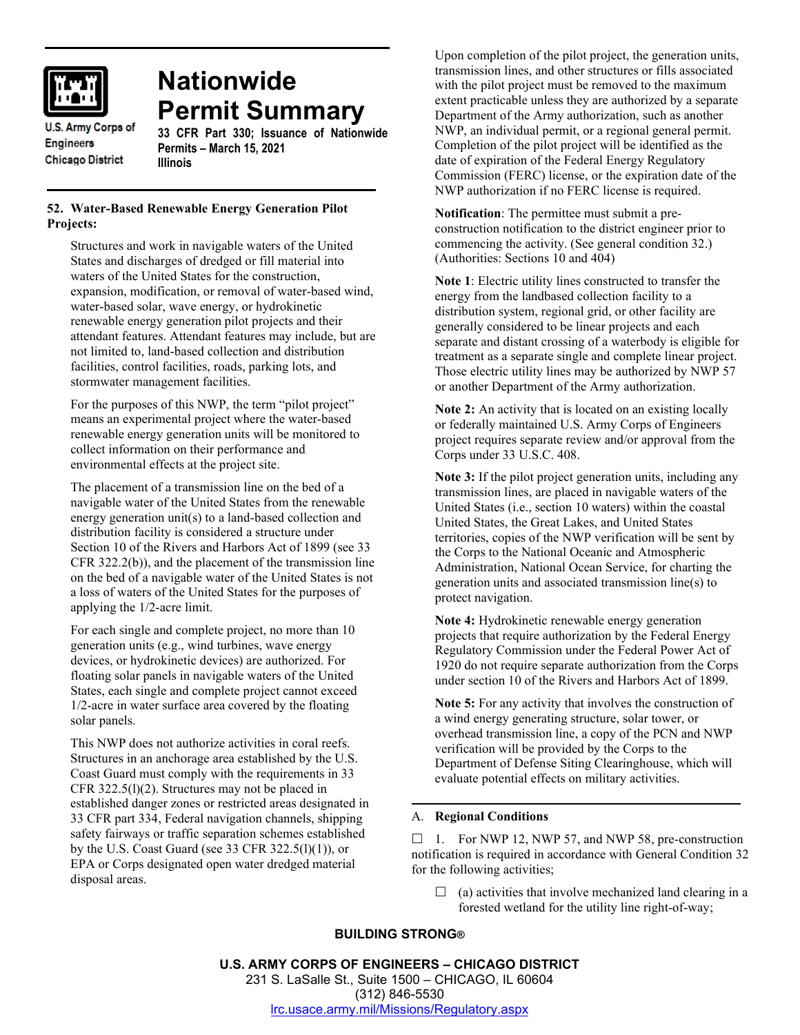# Nationwide Permit Summary

U.S. Army Corps of Engineers
Chicago District

**33 CFR Part 330; Issuance of Nationwide Permits – March 15, 2021**
**Illinois**

## 52. Water-Based Renewable Energy Generation Pilot Projects:

Structures and work in navigable waters of the United States and discharges of dredged or fill material into waters of the United States for the construction, expansion, modification, or removal of water-based wind, water-based solar, wave energy, or hydrokinetic renewable energy generation pilot projects and their attendant features. Attendant features may include, but are not limited to, land-based collection and distribution facilities, control facilities, roads, parking lots, and stormwater management facilities.

For the purposes of this NWP, the term "pilot project" means an experimental project where the water-based renewable energy generation units will be monitored to collect information on their performance and environmental effects at the project site.

The placement of a transmission line on the bed of a navigable water of the United States from the renewable energy generation unit(s) to a land-based collection and distribution facility is considered a structure under Section 10 of the Rivers and Harbors Act of 1899 (see 33 CFR 322.2(b)), and the placement of the transmission line on the bed of a navigable water of the United States is not a loss of waters of the United States for the purposes of applying the 1/2-acre limit.

For each single and complete project, no more than 10 generation units (e.g., wind turbines, wave energy devices, or hydrokinetic devices) are authorized. For floating solar panels in navigable waters of the United States, each single and complete project cannot exceed 1/2-acre in water surface area covered by the floating solar panels.

This NWP does not authorize activities in coral reefs. Structures in an anchorage area established by the U.S. Coast Guard must comply with the requirements in 33 CFR 322.5(l)(2). Structures may not be placed in established danger zones or restricted areas designated in 33 CFR part 334, Federal navigation channels, shipping safety fairways or traffic separation schemes established by the U.S. Coast Guard (see 33 CFR 322.5(l)(1)), or EPA or Corps designated open water dredged material disposal areas.

Upon completion of the pilot project, the generation units, transmission lines, and other structures or fills associated with the pilot project must be removed to the maximum extent practicable unless they are authorized by a separate Department of the Army authorization, such as another NWP, an individual permit, or a regional general permit. Completion of the pilot project will be identified as the date of expiration of the Federal Energy Regulatory Commission (FERC) license, or the expiration date of the NWP authorization if no FERC license is required.

**Notification**: The permittee must submit a pre-construction notification to the district engineer prior to commencing the activity. (See general condition 32.) (Authorities: Sections 10 and 404)

**Note 1**: Electric utility lines constructed to transfer the energy from the landbased collection facility to a distribution system, regional grid, or other facility are generally considered to be linear projects and each separate and distant crossing of a waterbody is eligible for treatment as a separate single and complete linear project. Those electric utility lines may be authorized by NWP 57 or another Department of the Army authorization.

**Note 2:** An activity that is located on an existing locally or federally maintained U.S. Army Corps of Engineers project requires separate review and/or approval from the Corps under 33 U.S.C. 408.

**Note 3:** If the pilot project generation units, including any transmission lines, are placed in navigable waters of the United States (i.e., section 10 waters) within the coastal United States, the Great Lakes, and United States territories, copies of the NWP verification will be sent by the Corps to the National Oceanic and Atmospheric Administration, National Ocean Service, for charting the generation units and associated transmission line(s) to protect navigation.

**Note 4:** Hydrokinetic renewable energy generation projects that require authorization by the Federal Energy Regulatory Commission under the Federal Power Act of 1920 do not require separate authorization from the Corps under section 10 of the Rivers and Harbors Act of 1899.

**Note 5:** For any activity that involves the construction of a wind energy generating structure, solar tower, or overhead transmission line, a copy of the PCN and NWP verification will be provided by the Corps to the Department of Defense Siting Clearinghouse, which will evaluate potential effects on military activities.

## A. Regional Conditions

☐ 1. For NWP 12, NWP 57, and NWP 58, pre-construction notification is required in accordance with General Condition 32 for the following activities;

- ☐ (a) activities that involve mechanized land clearing in a forested wetland for the utility line right-of-way;

**BUILDING STRONG®**

**U.S. ARMY CORPS OF ENGINEERS – CHICAGO DISTRICT**
231 S. LaSalle St., Suite 1500 – CHICAGO, IL 60604
(312) 846-5530
lrc.usace.army.mil/Missions/Regulatory.aspx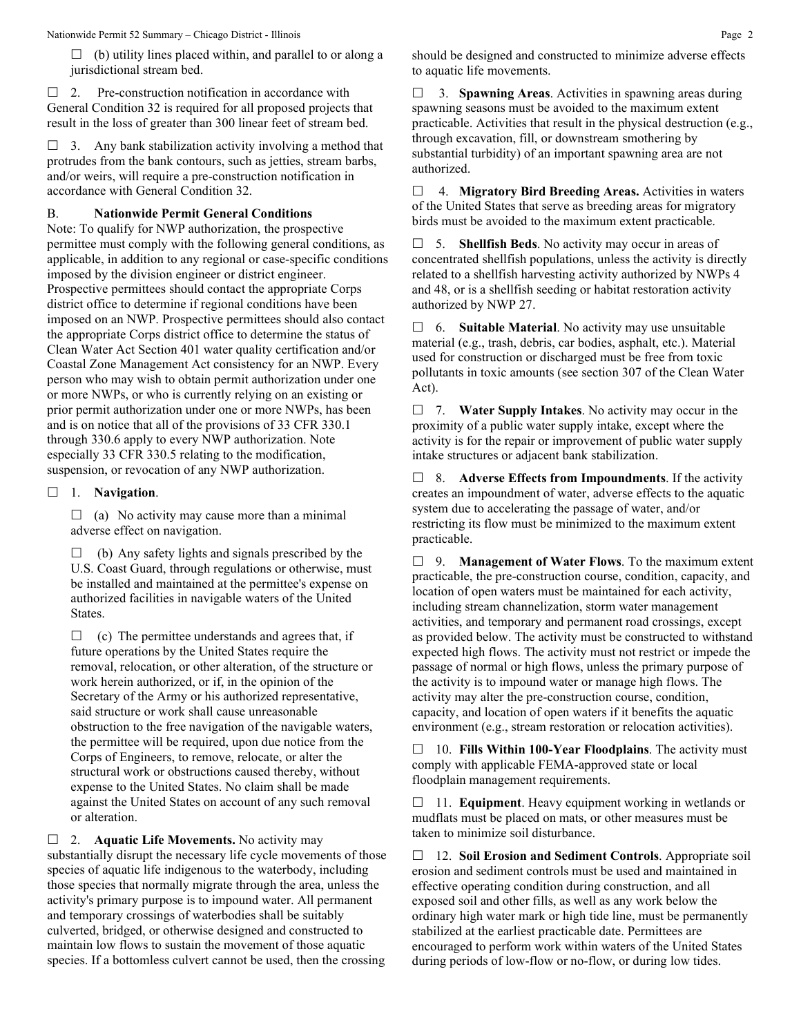☐ (b) utility lines placed within, and parallel to or along a jurisdictional stream bed.

☐ 2. Pre-construction notification in accordance with General Condition 32 is required for all proposed projects that result in the loss of greater than 300 linear feet of stream bed.

☐ 3. Any bank stabilization activity involving a method that protrudes from the bank contours, such as jetties, stream barbs, and/or weirs, will require a pre-construction notification in accordance with General Condition 32.

B. **Nationwide Permit General Conditions**

Note: To qualify for NWP authorization, the prospective permittee must comply with the following general conditions, as applicable, in addition to any regional or case-specific conditions imposed by the division engineer or district engineer. Prospective permittees should contact the appropriate Corps district office to determine if regional conditions have been imposed on an NWP. Prospective permittees should also contact the appropriate Corps district office to determine the status of Clean Water Act Section 401 water quality certification and/or Coastal Zone Management Act consistency for an NWP. Every person who may wish to obtain permit authorization under one or more NWPs, or who is currently relying on an existing or prior permit authorization under one or more NWPs, has been and is on notice that all of the provisions of 33 CFR 330.1 through 330.6 apply to every NWP authorization. Note especially 33 CFR 330.5 relating to the modification, suspension, or revocation of any NWP authorization.

☐ 1. **Navigation**.

☐ (a) No activity may cause more than a minimal adverse effect on navigation.

☐ (b) Any safety lights and signals prescribed by the U.S. Coast Guard, through regulations or otherwise, must be installed and maintained at the permittee's expense on authorized facilities in navigable waters of the United States.

☐ (c) The permittee understands and agrees that, if future operations by the United States require the removal, relocation, or other alteration, of the structure or work herein authorized, or if, in the opinion of the Secretary of the Army or his authorized representative, said structure or work shall cause unreasonable obstruction to the free navigation of the navigable waters, the permittee will be required, upon due notice from the Corps of Engineers, to remove, relocate, or alter the structural work or obstructions caused thereby, without expense to the United States. No claim shall be made against the United States on account of any such removal or alteration.

☐ 2. **Aquatic Life Movements.** No activity may substantially disrupt the necessary life cycle movements of those species of aquatic life indigenous to the waterbody, including those species that normally migrate through the area, unless the activity's primary purpose is to impound water. All permanent and temporary crossings of waterbodies shall be suitably culverted, bridged, or otherwise designed and constructed to maintain low flows to sustain the movement of those aquatic species. If a bottomless culvert cannot be used, then the crossing should be designed and constructed to minimize adverse effects to aquatic life movements.

☐ 3. **Spawning Areas**. Activities in spawning areas during spawning seasons must be avoided to the maximum extent practicable. Activities that result in the physical destruction (e.g., through excavation, fill, or downstream smothering by substantial turbidity) of an important spawning area are not authorized.

☐ 4. **Migratory Bird Breeding Areas.** Activities in waters of the United States that serve as breeding areas for migratory birds must be avoided to the maximum extent practicable.

☐ 5. **Shellfish Beds**. No activity may occur in areas of concentrated shellfish populations, unless the activity is directly related to a shellfish harvesting activity authorized by NWPs 4 and 48, or is a shellfish seeding or habitat restoration activity authorized by NWP 27.

☐ 6. **Suitable Material**. No activity may use unsuitable material (e.g., trash, debris, car bodies, asphalt, etc.). Material used for construction or discharged must be free from toxic pollutants in toxic amounts (see section 307 of the Clean Water Act).

☐ 7. **Water Supply Intakes**. No activity may occur in the proximity of a public water supply intake, except where the activity is for the repair or improvement of public water supply intake structures or adjacent bank stabilization.

☐ 8. **Adverse Effects from Impoundments**. If the activity creates an impoundment of water, adverse effects to the aquatic system due to accelerating the passage of water, and/or restricting its flow must be minimized to the maximum extent practicable.

☐ 9. **Management of Water Flows**. To the maximum extent practicable, the pre-construction course, condition, capacity, and location of open waters must be maintained for each activity, including stream channelization, storm water management activities, and temporary and permanent road crossings, except as provided below. The activity must be constructed to withstand expected high flows. The activity must not restrict or impede the passage of normal or high flows, unless the primary purpose of the activity is to impound water or manage high flows. The activity may alter the pre-construction course, condition, capacity, and location of open waters if it benefits the aquatic environment (e.g., stream restoration or relocation activities).

☐ 10. **Fills Within 100-Year Floodplains**. The activity must comply with applicable FEMA-approved state or local floodplain management requirements.

☐ 11. **Equipment**. Heavy equipment working in wetlands or mudflats must be placed on mats, or other measures must be taken to minimize soil disturbance.

☐ 12. **Soil Erosion and Sediment Controls**. Appropriate soil erosion and sediment controls must be used and maintained in effective operating condition during construction, and all exposed soil and other fills, as well as any work below the ordinary high water mark or high tide line, must be permanently stabilized at the earliest practicable date. Permittees are encouraged to perform work within waters of the United States during periods of low-flow or no-flow, or during low tides.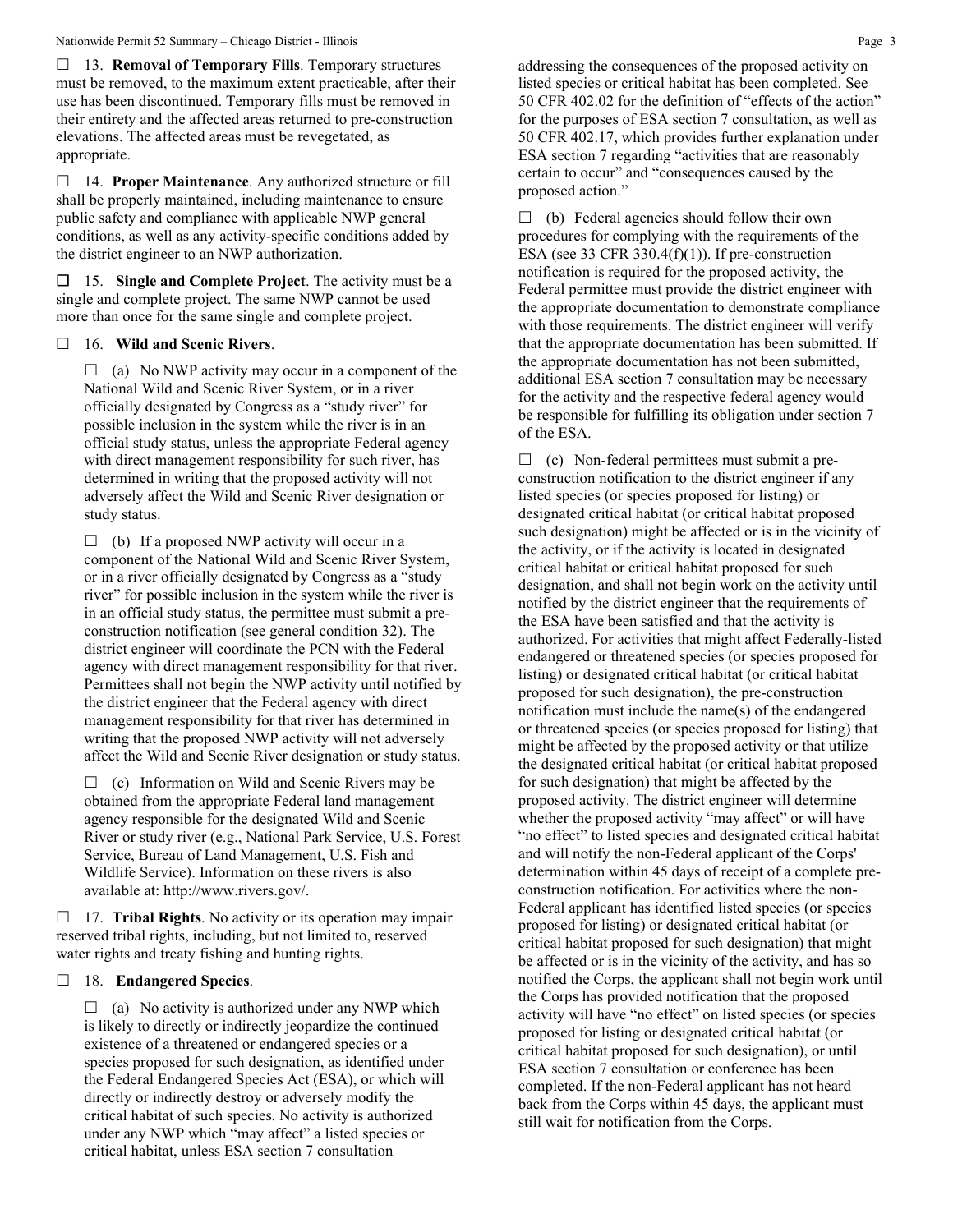☐ 13. **Removal of Temporary Fills**. Temporary structures must be removed, to the maximum extent practicable, after their use has been discontinued. Temporary fills must be removed in their entirety and the affected areas returned to pre-construction elevations. The affected areas must be revegetated, as appropriate.

☐ 14. **Proper Maintenance**. Any authorized structure or fill shall be properly maintained, including maintenance to ensure public safety and compliance with applicable NWP general conditions, as well as any activity-specific conditions added by the district engineer to an NWP authorization.

☐ 15. **Single and Complete Project**. The activity must be a single and complete project. The same NWP cannot be used more than once for the same single and complete project.

☐ 16. **Wild and Scenic Rivers**.

☐ (a) No NWP activity may occur in a component of the National Wild and Scenic River System, or in a river officially designated by Congress as a "study river" for possible inclusion in the system while the river is in an official study status, unless the appropriate Federal agency with direct management responsibility for such river, has determined in writing that the proposed activity will not adversely affect the Wild and Scenic River designation or study status.

☐ (b) If a proposed NWP activity will occur in a component of the National Wild and Scenic River System, or in a river officially designated by Congress as a "study river" for possible inclusion in the system while the river is in an official study status, the permittee must submit a pre-construction notification (see general condition 32). The district engineer will coordinate the PCN with the Federal agency with direct management responsibility for that river. Permittees shall not begin the NWP activity until notified by the district engineer that the Federal agency with direct management responsibility for that river has determined in writing that the proposed NWP activity will not adversely affect the Wild and Scenic River designation or study status.

☐ (c) Information on Wild and Scenic Rivers may be obtained from the appropriate Federal land management agency responsible for the designated Wild and Scenic River or study river (e.g., National Park Service, U.S. Forest Service, Bureau of Land Management, U.S. Fish and Wildlife Service). Information on these rivers is also available at: http://www.rivers.gov/.

☐ 17. **Tribal Rights**. No activity or its operation may impair reserved tribal rights, including, but not limited to, reserved water rights and treaty fishing and hunting rights.

☐ 18. **Endangered Species**.

☐ (a) No activity is authorized under any NWP which is likely to directly or indirectly jeopardize the continued existence of a threatened or endangered species or a species proposed for such designation, as identified under the Federal Endangered Species Act (ESA), or which will directly or indirectly destroy or adversely modify the critical habitat of such species. No activity is authorized under any NWP which "may affect" a listed species or critical habitat, unless ESA section 7 consultation addressing the consequences of the proposed activity on listed species or critical habitat has been completed. See 50 CFR 402.02 for the definition of "effects of the action" for the purposes of ESA section 7 consultation, as well as 50 CFR 402.17, which provides further explanation under ESA section 7 regarding "activities that are reasonably certain to occur" and "consequences caused by the proposed action."

☐ (b) Federal agencies should follow their own procedures for complying with the requirements of the ESA (see 33 CFR 330.4(f)(1)). If pre-construction notification is required for the proposed activity, the Federal permittee must provide the district engineer with the appropriate documentation to demonstrate compliance with those requirements. The district engineer will verify that the appropriate documentation has been submitted. If the appropriate documentation has not been submitted, additional ESA section 7 consultation may be necessary for the activity and the respective federal agency would be responsible for fulfilling its obligation under section 7 of the ESA.

☐ (c) Non-federal permittees must submit a pre-construction notification to the district engineer if any listed species (or species proposed for listing) or designated critical habitat (or critical habitat proposed such designation) might be affected or is in the vicinity of the activity, or if the activity is located in designated critical habitat or critical habitat proposed for such designation, and shall not begin work on the activity until notified by the district engineer that the requirements of the ESA have been satisfied and that the activity is authorized. For activities that might affect Federally-listed endangered or threatened species (or species proposed for listing) or designated critical habitat (or critical habitat proposed for such designation), the pre-construction notification must include the name(s) of the endangered or threatened species (or species proposed for listing) that might be affected by the proposed activity or that utilize the designated critical habitat (or critical habitat proposed for such designation) that might be affected by the proposed activity. The district engineer will determine whether the proposed activity "may affect" or will have "no effect" to listed species and designated critical habitat and will notify the non-Federal applicant of the Corps' determination within 45 days of receipt of a complete pre-construction notification. For activities where the non-Federal applicant has identified listed species (or species proposed for listing) or designated critical habitat (or critical habitat proposed for such designation) that might be affected or is in the vicinity of the activity, and has so notified the Corps, the applicant shall not begin work until the Corps has provided notification that the proposed activity will have "no effect" on listed species (or species proposed for listing or designated critical habitat (or critical habitat proposed for such designation), or until ESA section 7 consultation or conference has been completed. If the non-Federal applicant has not heard back from the Corps within 45 days, the applicant must still wait for notification from the Corps.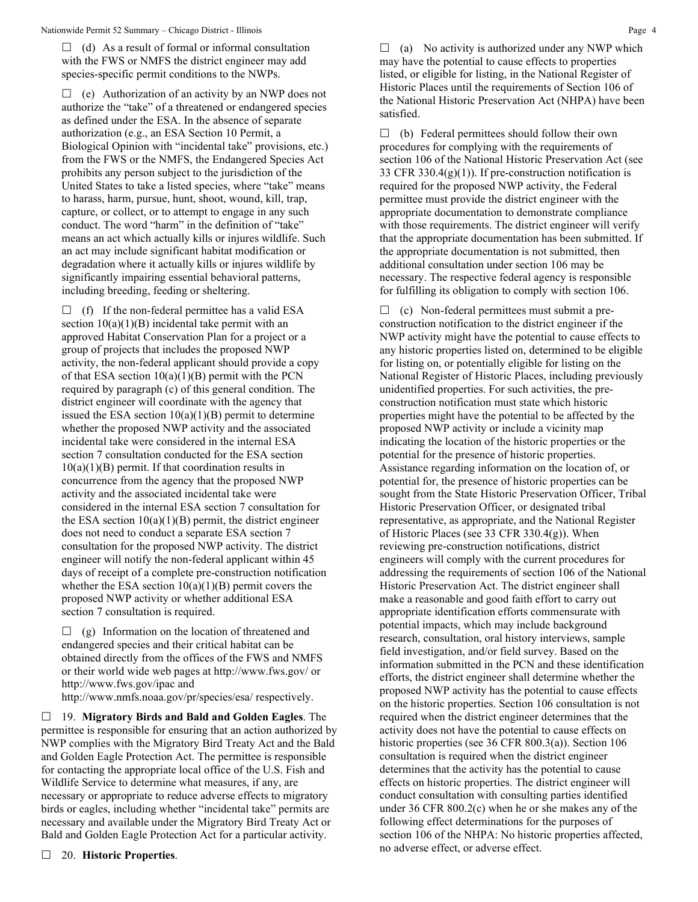☐ (d) As a result of formal or informal consultation with the FWS or NMFS the district engineer may add species-specific permit conditions to the NWPs.

☐ (e) Authorization of an activity by an NWP does not authorize the "take" of a threatened or endangered species as defined under the ESA. In the absence of separate authorization (e.g., an ESA Section 10 Permit, a Biological Opinion with "incidental take" provisions, etc.) from the FWS or the NMFS, the Endangered Species Act prohibits any person subject to the jurisdiction of the United States to take a listed species, where "take" means to harass, harm, pursue, hunt, shoot, wound, kill, trap, capture, or collect, or to attempt to engage in any such conduct. The word "harm" in the definition of "take" means an act which actually kills or injures wildlife. Such an act may include significant habitat modification or degradation where it actually kills or injures wildlife by significantly impairing essential behavioral patterns, including breeding, feeding or sheltering.

☐ (f) If the non-federal permittee has a valid ESA section 10(a)(1)(B) incidental take permit with an approved Habitat Conservation Plan for a project or a group of projects that includes the proposed NWP activity, the non-federal applicant should provide a copy of that ESA section 10(a)(1)(B) permit with the PCN required by paragraph (c) of this general condition. The district engineer will coordinate with the agency that issued the ESA section 10(a)(1)(B) permit to determine whether the proposed NWP activity and the associated incidental take were considered in the internal ESA section 7 consultation conducted for the ESA section 10(a)(1)(B) permit. If that coordination results in concurrence from the agency that the proposed NWP activity and the associated incidental take were considered in the internal ESA section 7 consultation for the ESA section 10(a)(1)(B) permit, the district engineer does not need to conduct a separate ESA section 7 consultation for the proposed NWP activity. The district engineer will notify the non-federal applicant within 45 days of receipt of a complete pre-construction notification whether the ESA section 10(a)(1)(B) permit covers the proposed NWP activity or whether additional ESA section 7 consultation is required.

☐ (g) Information on the location of threatened and endangered species and their critical habitat can be obtained directly from the offices of the FWS and NMFS or their world wide web pages at http://www.fws.gov/ or http://www.fws.gov/ipac and http://www.nmfs.noaa.gov/pr/species/esa/ respectively.

☐ 19. **Migratory Birds and Bald and Golden Eagles**. The permittee is responsible for ensuring that an action authorized by NWP complies with the Migratory Bird Treaty Act and the Bald and Golden Eagle Protection Act. The permittee is responsible for contacting the appropriate local office of the U.S. Fish and Wildlife Service to determine what measures, if any, are necessary or appropriate to reduce adverse effects to migratory birds or eagles, including whether "incidental take" permits are necessary and available under the Migratory Bird Treaty Act or Bald and Golden Eagle Protection Act for a particular activity.

☐ 20. **Historic Properties**.

☐ (a) No activity is authorized under any NWP which may have the potential to cause effects to properties listed, or eligible for listing, in the National Register of Historic Places until the requirements of Section 106 of the National Historic Preservation Act (NHPA) have been satisfied.

☐ (b) Federal permittees should follow their own procedures for complying with the requirements of section 106 of the National Historic Preservation Act (see 33 CFR 330.4(g)(1)). If pre-construction notification is required for the proposed NWP activity, the Federal permittee must provide the district engineer with the appropriate documentation to demonstrate compliance with those requirements. The district engineer will verify that the appropriate documentation has been submitted. If the appropriate documentation is not submitted, then additional consultation under section 106 may be necessary. The respective federal agency is responsible for fulfilling its obligation to comply with section 106.

☐ (c) Non-federal permittees must submit a pre-construction notification to the district engineer if the NWP activity might have the potential to cause effects to any historic properties listed on, determined to be eligible for listing on, or potentially eligible for listing on the National Register of Historic Places, including previously unidentified properties. For such activities, the pre-construction notification must state which historic properties might have the potential to be affected by the proposed NWP activity or include a vicinity map indicating the location of the historic properties or the potential for the presence of historic properties. Assistance regarding information on the location of, or potential for, the presence of historic properties can be sought from the State Historic Preservation Officer, Tribal Historic Preservation Officer, or designated tribal representative, as appropriate, and the National Register of Historic Places (see 33 CFR 330.4(g)). When reviewing pre-construction notifications, district engineers will comply with the current procedures for addressing the requirements of section 106 of the National Historic Preservation Act. The district engineer shall make a reasonable and good faith effort to carry out appropriate identification efforts commensurate with potential impacts, which may include background research, consultation, oral history interviews, sample field investigation, and/or field survey. Based on the information submitted in the PCN and these identification efforts, the district engineer shall determine whether the proposed NWP activity has the potential to cause effects on the historic properties. Section 106 consultation is not required when the district engineer determines that the activity does not have the potential to cause effects on historic properties (see 36 CFR 800.3(a)). Section 106 consultation is required when the district engineer determines that the activity has the potential to cause effects on historic properties. The district engineer will conduct consultation with consulting parties identified under 36 CFR 800.2(c) when he or she makes any of the following effect determinations for the purposes of section 106 of the NHPA: No historic properties affected, no adverse effect, or adverse effect.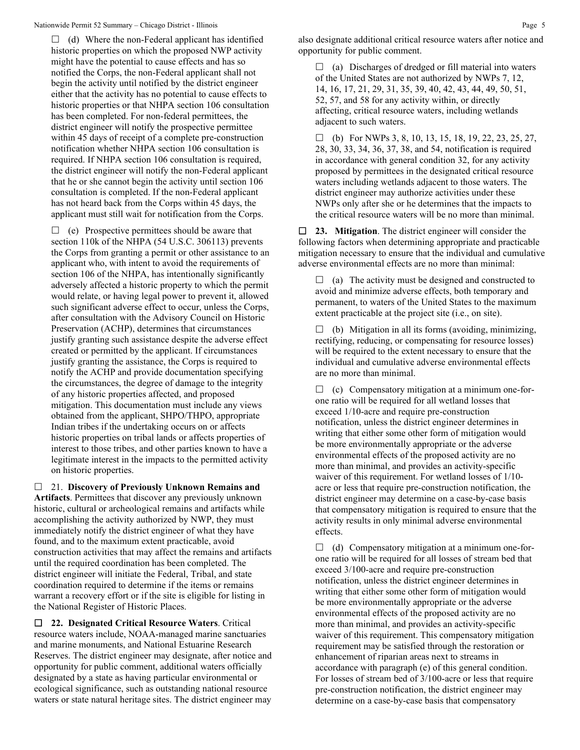☐ (d) Where the non-Federal applicant has identified historic properties on which the proposed NWP activity might have the potential to cause effects and has so notified the Corps, the non-Federal applicant shall not begin the activity until notified by the district engineer either that the activity has no potential to cause effects to historic properties or that NHPA section 106 consultation has been completed. For non-federal permittees, the district engineer will notify the prospective permittee within 45 days of receipt of a complete pre-construction notification whether NHPA section 106 consultation is required. If NHPA section 106 consultation is required, the district engineer will notify the non-Federal applicant that he or she cannot begin the activity until section 106 consultation is completed. If the non-Federal applicant has not heard back from the Corps within 45 days, the applicant must still wait for notification from the Corps.

☐ (e) Prospective permittees should be aware that section 110k of the NHPA (54 U.S.C. 306113) prevents the Corps from granting a permit or other assistance to an applicant who, with intent to avoid the requirements of section 106 of the NHPA, has intentionally significantly adversely affected a historic property to which the permit would relate, or having legal power to prevent it, allowed such significant adverse effect to occur, unless the Corps, after consultation with the Advisory Council on Historic Preservation (ACHP), determines that circumstances justify granting such assistance despite the adverse effect created or permitted by the applicant. If circumstances justify granting the assistance, the Corps is required to notify the ACHP and provide documentation specifying the circumstances, the degree of damage to the integrity of any historic properties affected, and proposed mitigation. This documentation must include any views obtained from the applicant, SHPO/THPO, appropriate Indian tribes if the undertaking occurs on or affects historic properties on tribal lands or affects properties of interest to those tribes, and other parties known to have a legitimate interest in the impacts to the permitted activity on historic properties.

☐ 21. **Discovery of Previously Unknown Remains and Artifacts**. Permittees that discover any previously unknown historic, cultural or archeological remains and artifacts while accomplishing the activity authorized by NWP, they must immediately notify the district engineer of what they have found, and to the maximum extent practicable, avoid construction activities that may affect the remains and artifacts until the required coordination has been completed. The district engineer will initiate the Federal, Tribal, and state coordination required to determine if the items or remains warrant a recovery effort or if the site is eligible for listing in the National Register of Historic Places.

☐ **22. Designated Critical Resource Waters**. Critical resource waters include, NOAA-managed marine sanctuaries and marine monuments, and National Estuarine Research Reserves. The district engineer may designate, after notice and opportunity for public comment, additional waters officially designated by a state as having particular environmental or ecological significance, such as outstanding national resource waters or state natural heritage sites. The district engineer may also designate additional critical resource waters after notice and opportunity for public comment.

☐ (a) Discharges of dredged or fill material into waters of the United States are not authorized by NWPs 7, 12, 14, 16, 17, 21, 29, 31, 35, 39, 40, 42, 43, 44, 49, 50, 51, 52, 57, and 58 for any activity within, or directly affecting, critical resource waters, including wetlands adjacent to such waters.

☐ (b) For NWPs 3, 8, 10, 13, 15, 18, 19, 22, 23, 25, 27, 28, 30, 33, 34, 36, 37, 38, and 54, notification is required in accordance with general condition 32, for any activity proposed by permittees in the designated critical resource waters including wetlands adjacent to those waters. The district engineer may authorize activities under these NWPs only after she or he determines that the impacts to the critical resource waters will be no more than minimal.

☐ **23. Mitigation**. The district engineer will consider the following factors when determining appropriate and practicable mitigation necessary to ensure that the individual and cumulative adverse environmental effects are no more than minimal:

☐ (a) The activity must be designed and constructed to avoid and minimize adverse effects, both temporary and permanent, to waters of the United States to the maximum extent practicable at the project site (i.e., on site).

☐ (b) Mitigation in all its forms (avoiding, minimizing, rectifying, reducing, or compensating for resource losses) will be required to the extent necessary to ensure that the individual and cumulative adverse environmental effects are no more than minimal.

☐ (c) Compensatory mitigation at a minimum one-for-one ratio will be required for all wetland losses that exceed 1/10-acre and require pre-construction notification, unless the district engineer determines in writing that either some other form of mitigation would be more environmentally appropriate or the adverse environmental effects of the proposed activity are no more than minimal, and provides an activity-specific waiver of this requirement. For wetland losses of 1/10-acre or less that require pre-construction notification, the district engineer may determine on a case-by-case basis that compensatory mitigation is required to ensure that the activity results in only minimal adverse environmental effects.

☐ (d) Compensatory mitigation at a minimum one-for-one ratio will be required for all losses of stream bed that exceed 3/100-acre and require pre-construction notification, unless the district engineer determines in writing that either some other form of mitigation would be more environmentally appropriate or the adverse environmental effects of the proposed activity are no more than minimal, and provides an activity-specific waiver of this requirement. This compensatory mitigation requirement may be satisfied through the restoration or enhancement of riparian areas next to streams in accordance with paragraph (e) of this general condition. For losses of stream bed of 3/100-acre or less that require pre-construction notification, the district engineer may determine on a case-by-case basis that compensatory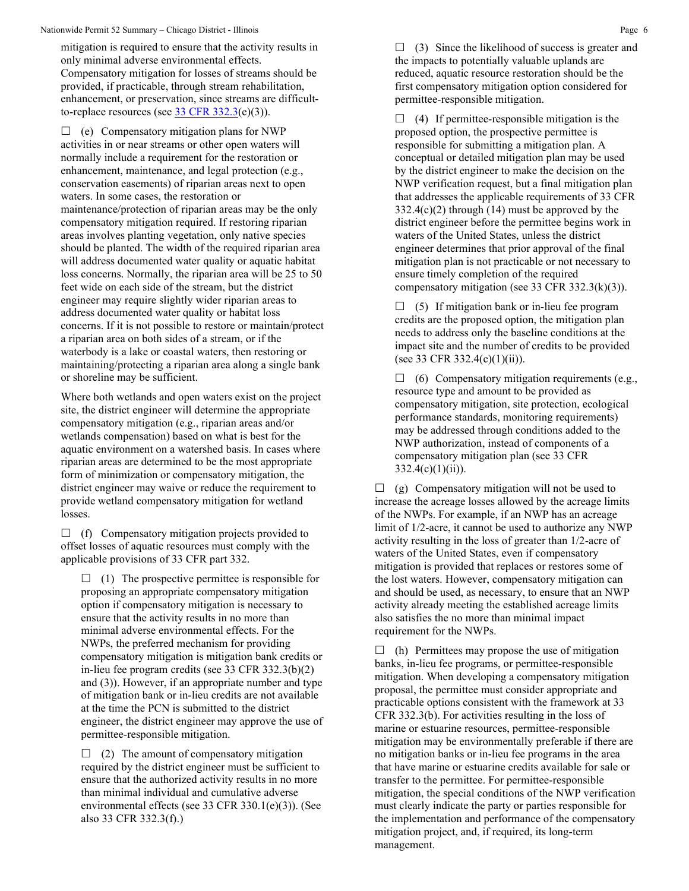mitigation is required to ensure that the activity results in only minimal adverse environmental effects. Compensatory mitigation for losses of streams should be provided, if practicable, through stream rehabilitation, enhancement, or preservation, since streams are difficult-to-replace resources (see 33 CFR 332.3(e)(3)).

☐ (e) Compensatory mitigation plans for NWP activities in or near streams or other open waters will normally include a requirement for the restoration or enhancement, maintenance, and legal protection (e.g., conservation easements) of riparian areas next to open waters. In some cases, the restoration or maintenance/protection of riparian areas may be the only compensatory mitigation required. If restoring riparian areas involves planting vegetation, only native species should be planted. The width of the required riparian area will address documented water quality or aquatic habitat loss concerns. Normally, the riparian area will be 25 to 50 feet wide on each side of the stream, but the district engineer may require slightly wider riparian areas to address documented water quality or habitat loss concerns. If it is not possible to restore or maintain/protect a riparian area on both sides of a stream, or if the waterbody is a lake or coastal waters, then restoring or maintaining/protecting a riparian area along a single bank or shoreline may be sufficient.

Where both wetlands and open waters exist on the project site, the district engineer will determine the appropriate compensatory mitigation (e.g., riparian areas and/or wetlands compensation) based on what is best for the aquatic environment on a watershed basis. In cases where riparian areas are determined to be the most appropriate form of minimization or compensatory mitigation, the district engineer may waive or reduce the requirement to provide wetland compensatory mitigation for wetland losses.

☐ (f) Compensatory mitigation projects provided to offset losses of aquatic resources must comply with the applicable provisions of 33 CFR part 332.

☐ (1) The prospective permittee is responsible for proposing an appropriate compensatory mitigation option if compensatory mitigation is necessary to ensure that the activity results in no more than minimal adverse environmental effects. For the NWPs, the preferred mechanism for providing compensatory mitigation is mitigation bank credits or in-lieu fee program credits (see 33 CFR 332.3(b)(2) and (3)). However, if an appropriate number and type of mitigation bank or in-lieu credits are not available at the time the PCN is submitted to the district engineer, the district engineer may approve the use of permittee-responsible mitigation.

☐ (2) The amount of compensatory mitigation required by the district engineer must be sufficient to ensure that the authorized activity results in no more than minimal individual and cumulative adverse environmental effects (see 33 CFR 330.1(e)(3)). (See also 33 CFR 332.3(f).)

☐ (3) Since the likelihood of success is greater and the impacts to potentially valuable uplands are reduced, aquatic resource restoration should be the first compensatory mitigation option considered for permittee-responsible mitigation.

☐ (4) If permittee-responsible mitigation is the proposed option, the prospective permittee is responsible for submitting a mitigation plan. A conceptual or detailed mitigation plan may be used by the district engineer to make the decision on the NWP verification request, but a final mitigation plan that addresses the applicable requirements of 33 CFR 332.4(c)(2) through (14) must be approved by the district engineer before the permittee begins work in waters of the United States, unless the district engineer determines that prior approval of the final mitigation plan is not practicable or not necessary to ensure timely completion of the required compensatory mitigation (see 33 CFR 332.3(k)(3)).

☐ (5) If mitigation bank or in-lieu fee program credits are the proposed option, the mitigation plan needs to address only the baseline conditions at the impact site and the number of credits to be provided (see 33 CFR 332.4(c)(1)(ii)).

☐ (6) Compensatory mitigation requirements (e.g., resource type and amount to be provided as compensatory mitigation, site protection, ecological performance standards, monitoring requirements) may be addressed through conditions added to the NWP authorization, instead of components of a compensatory mitigation plan (see 33 CFR 332.4(c)(1)(ii)).

☐ (g) Compensatory mitigation will not be used to increase the acreage losses allowed by the acreage limits of the NWPs. For example, if an NWP has an acreage limit of 1/2-acre, it cannot be used to authorize any NWP activity resulting in the loss of greater than 1/2-acre of waters of the United States, even if compensatory mitigation is provided that replaces or restores some of the lost waters. However, compensatory mitigation can and should be used, as necessary, to ensure that an NWP activity already meeting the established acreage limits also satisfies the no more than minimal impact requirement for the NWPs.

☐ (h) Permittees may propose the use of mitigation banks, in-lieu fee programs, or permittee-responsible mitigation. When developing a compensatory mitigation proposal, the permittee must consider appropriate and practicable options consistent with the framework at 33 CFR 332.3(b). For activities resulting in the loss of marine or estuarine resources, permittee-responsible mitigation may be environmentally preferable if there are no mitigation banks or in-lieu fee programs in the area that have marine or estuarine credits available for sale or transfer to the permittee. For permittee-responsible mitigation, the special conditions of the NWP verification must clearly indicate the party or parties responsible for the implementation and performance of the compensatory mitigation project, and, if required, its long-term management.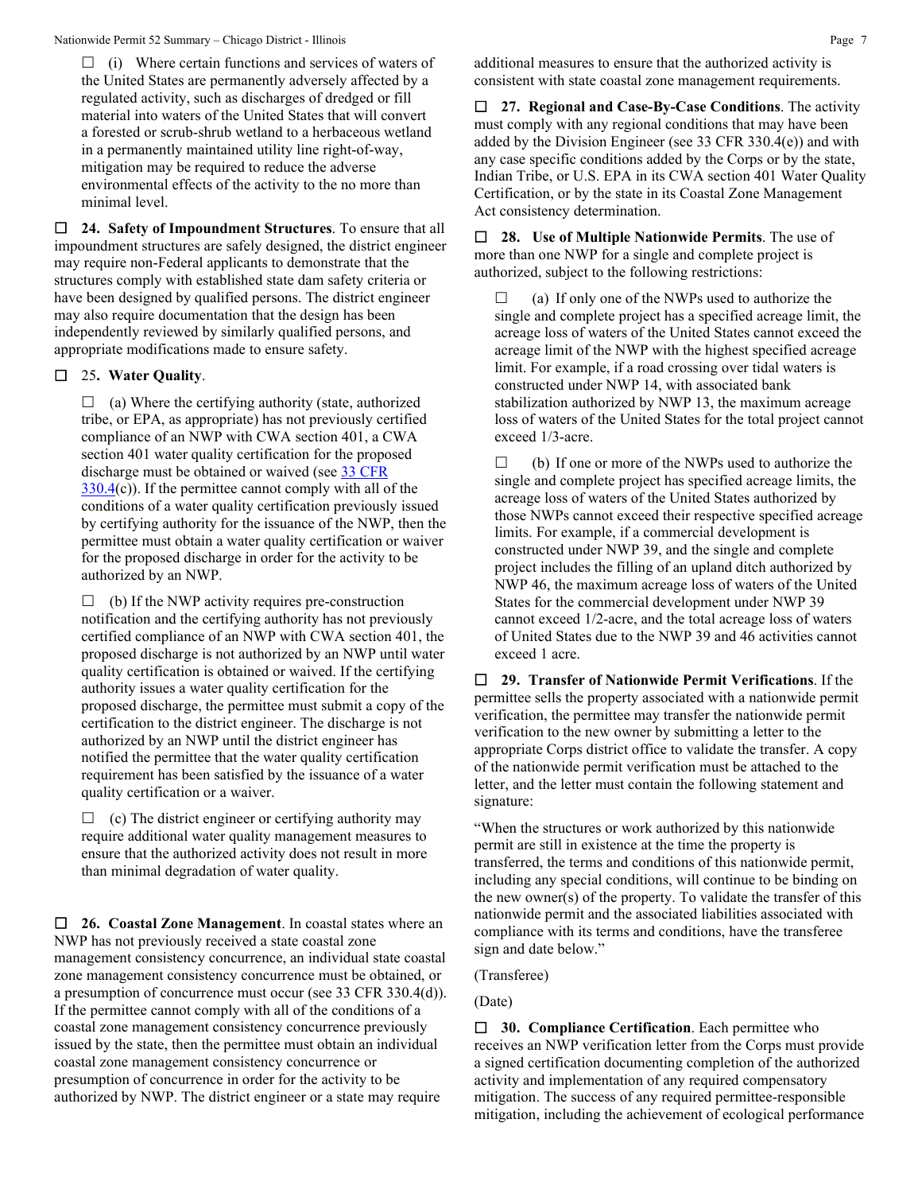☐ (i) Where certain functions and services of waters of the United States are permanently adversely affected by a regulated activity, such as discharges of dredged or fill material into waters of the United States that will convert a forested or scrub-shrub wetland to a herbaceous wetland in a permanently maintained utility line right-of-way, mitigation may be required to reduce the adverse environmental effects of the activity to the no more than minimal level.

☐ **24. Safety of Impoundment Structures**. To ensure that all impoundment structures are safely designed, the district engineer may require non-Federal applicants to demonstrate that the structures comply with established state dam safety criteria or have been designed by qualified persons. The district engineer may also require documentation that the design has been independently reviewed by similarly qualified persons, and appropriate modifications made to ensure safety.

☐ 25**. Water Quality**.

☐ (a) Where the certifying authority (state, authorized tribe, or EPA, as appropriate) has not previously certified compliance of an NWP with CWA section 401, a CWA section 401 water quality certification for the proposed discharge must be obtained or waived (see 33 CFR 330.4(c)). If the permittee cannot comply with all of the conditions of a water quality certification previously issued by certifying authority for the issuance of the NWP, then the permittee must obtain a water quality certification or waiver for the proposed discharge in order for the activity to be authorized by an NWP.

☐ (b) If the NWP activity requires pre-construction notification and the certifying authority has not previously certified compliance of an NWP with CWA section 401, the proposed discharge is not authorized by an NWP until water quality certification is obtained or waived. If the certifying authority issues a water quality certification for the proposed discharge, the permittee must submit a copy of the certification to the district engineer. The discharge is not authorized by an NWP until the district engineer has notified the permittee that the water quality certification requirement has been satisfied by the issuance of a water quality certification or a waiver.

☐ (c) The district engineer or certifying authority may require additional water quality management measures to ensure that the authorized activity does not result in more than minimal degradation of water quality.

☐ **26. Coastal Zone Management**. In coastal states where an NWP has not previously received a state coastal zone management consistency concurrence, an individual state coastal zone management consistency concurrence must be obtained, or a presumption of concurrence must occur (see 33 CFR 330.4(d)). If the permittee cannot comply with all of the conditions of a coastal zone management consistency concurrence previously issued by the state, then the permittee must obtain an individual coastal zone management consistency concurrence or presumption of concurrence in order for the activity to be authorized by NWP. The district engineer or a state may require additional measures to ensure that the authorized activity is consistent with state coastal zone management requirements.

☐ **27. Regional and Case-By-Case Conditions**. The activity must comply with any regional conditions that may have been added by the Division Engineer (see 33 CFR 330.4(e)) and with any case specific conditions added by the Corps or by the state, Indian Tribe, or U.S. EPA in its CWA section 401 Water Quality Certification, or by the state in its Coastal Zone Management Act consistency determination.

☐ **28. Use of Multiple Nationwide Permits**. The use of more than one NWP for a single and complete project is authorized, subject to the following restrictions:

☐ (a) If only one of the NWPs used to authorize the single and complete project has a specified acreage limit, the acreage loss of waters of the United States cannot exceed the acreage limit of the NWP with the highest specified acreage limit. For example, if a road crossing over tidal waters is constructed under NWP 14, with associated bank stabilization authorized by NWP 13, the maximum acreage loss of waters of the United States for the total project cannot exceed 1/3-acre.

☐ (b) If one or more of the NWPs used to authorize the single and complete project has specified acreage limits, the acreage loss of waters of the United States authorized by those NWPs cannot exceed their respective specified acreage limits. For example, if a commercial development is constructed under NWP 39, and the single and complete project includes the filling of an upland ditch authorized by NWP 46, the maximum acreage loss of waters of the United States for the commercial development under NWP 39 cannot exceed 1/2-acre, and the total acreage loss of waters of United States due to the NWP 39 and 46 activities cannot exceed 1 acre.

☐ **29. Transfer of Nationwide Permit Verifications**. If the permittee sells the property associated with a nationwide permit verification, the permittee may transfer the nationwide permit verification to the new owner by submitting a letter to the appropriate Corps district office to validate the transfer. A copy of the nationwide permit verification must be attached to the letter, and the letter must contain the following statement and signature:

"When the structures or work authorized by this nationwide permit are still in existence at the time the property is transferred, the terms and conditions of this nationwide permit, including any special conditions, will continue to be binding on the new owner(s) of the property. To validate the transfer of this nationwide permit and the associated liabilities associated with compliance with its terms and conditions, have the transferee sign and date below."

(Transferee)

(Date)

☐ **30. Compliance Certification**. Each permittee who receives an NWP verification letter from the Corps must provide a signed certification documenting completion of the authorized activity and implementation of any required compensatory mitigation. The success of any required permittee-responsible mitigation, including the achievement of ecological performance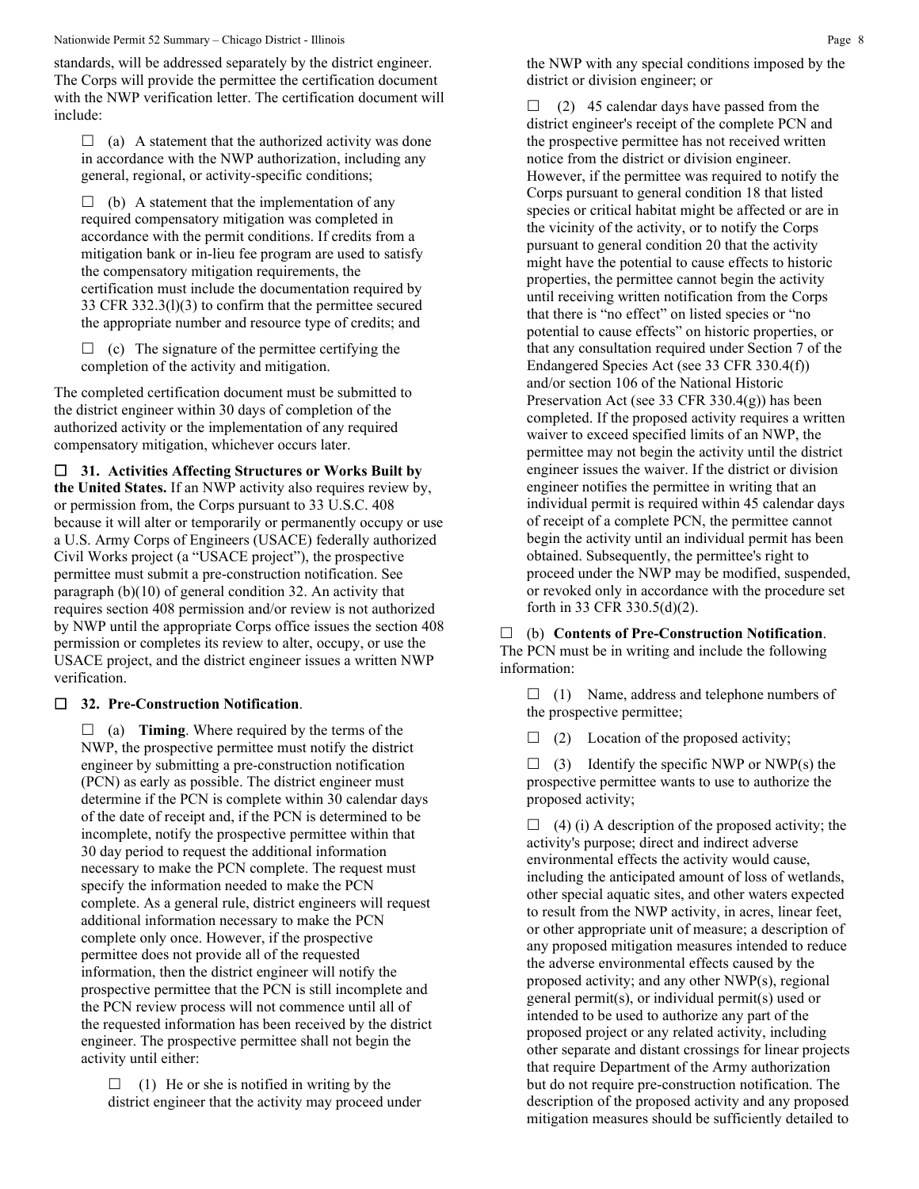standards, will be addressed separately by the district engineer. The Corps will provide the permittee the certification document with the NWP verification letter. The certification document will include:

☐ (a) A statement that the authorized activity was done in accordance with the NWP authorization, including any general, regional, or activity-specific conditions;

☐ (b) A statement that the implementation of any required compensatory mitigation was completed in accordance with the permit conditions. If credits from a mitigation bank or in-lieu fee program are used to satisfy the compensatory mitigation requirements, the certification must include the documentation required by 33 CFR 332.3(l)(3) to confirm that the permittee secured the appropriate number and resource type of credits; and

☐ (c) The signature of the permittee certifying the completion of the activity and mitigation.

The completed certification document must be submitted to the district engineer within 30 days of completion of the authorized activity or the implementation of any required compensatory mitigation, whichever occurs later.

☐ **31. Activities Affecting Structures or Works Built by the United States.** If an NWP activity also requires review by, or permission from, the Corps pursuant to 33 U.S.C. 408 because it will alter or temporarily or permanently occupy or use a U.S. Army Corps of Engineers (USACE) federally authorized Civil Works project (a "USACE project"), the prospective permittee must submit a pre-construction notification. See paragraph (b)(10) of general condition 32. An activity that requires section 408 permission and/or review is not authorized by NWP until the appropriate Corps office issues the section 408 permission or completes its review to alter, occupy, or use the USACE project, and the district engineer issues a written NWP verification.

☐ **32. Pre-Construction Notification**.

☐ (a) **Timing**. Where required by the terms of the NWP, the prospective permittee must notify the district engineer by submitting a pre-construction notification (PCN) as early as possible. The district engineer must determine if the PCN is complete within 30 calendar days of the date of receipt and, if the PCN is determined to be incomplete, notify the prospective permittee within that 30 day period to request the additional information necessary to make the PCN complete. The request must specify the information needed to make the PCN complete. As a general rule, district engineers will request additional information necessary to make the PCN complete only once. However, if the prospective permittee does not provide all of the requested information, then the district engineer will notify the prospective permittee that the PCN is still incomplete and the PCN review process will not commence until all of the requested information has been received by the district engineer. The prospective permittee shall not begin the activity until either:

☐ (1) He or she is notified in writing by the district engineer that the activity may proceed under the NWP with any special conditions imposed by the district or division engineer; or

☐ (2) 45 calendar days have passed from the district engineer's receipt of the complete PCN and the prospective permittee has not received written notice from the district or division engineer. However, if the permittee was required to notify the Corps pursuant to general condition 18 that listed species or critical habitat might be affected or are in the vicinity of the activity, or to notify the Corps pursuant to general condition 20 that the activity might have the potential to cause effects to historic properties, the permittee cannot begin the activity until receiving written notification from the Corps that there is "no effect" on listed species or "no potential to cause effects" on historic properties, or that any consultation required under Section 7 of the Endangered Species Act (see 33 CFR 330.4(f)) and/or section 106 of the National Historic Preservation Act (see 33 CFR 330.4(g)) has been completed. If the proposed activity requires a written waiver to exceed specified limits of an NWP, the permittee may not begin the activity until the district engineer issues the waiver. If the district or division engineer notifies the permittee in writing that an individual permit is required within 45 calendar days of receipt of a complete PCN, the permittee cannot begin the activity until an individual permit has been obtained. Subsequently, the permittee's right to proceed under the NWP may be modified, suspended, or revoked only in accordance with the procedure set forth in 33 CFR 330.5(d)(2).

☐ (b) **Contents of Pre-Construction Notification**. The PCN must be in writing and include the following information:

☐ (1) Name, address and telephone numbers of the prospective permittee;

☐ (2) Location of the proposed activity;

☐ (3) Identify the specific NWP or NWP(s) the prospective permittee wants to use to authorize the proposed activity;

☐ (4) (i) A description of the proposed activity; the activity's purpose; direct and indirect adverse environmental effects the activity would cause, including the anticipated amount of loss of wetlands, other special aquatic sites, and other waters expected to result from the NWP activity, in acres, linear feet, or other appropriate unit of measure; a description of any proposed mitigation measures intended to reduce the adverse environmental effects caused by the proposed activity; and any other NWP(s), regional general permit(s), or individual permit(s) used or intended to be used to authorize any part of the proposed project or any related activity, including other separate and distant crossings for linear projects that require Department of the Army authorization but do not require pre-construction notification. The description of the proposed activity and any proposed mitigation measures should be sufficiently detailed to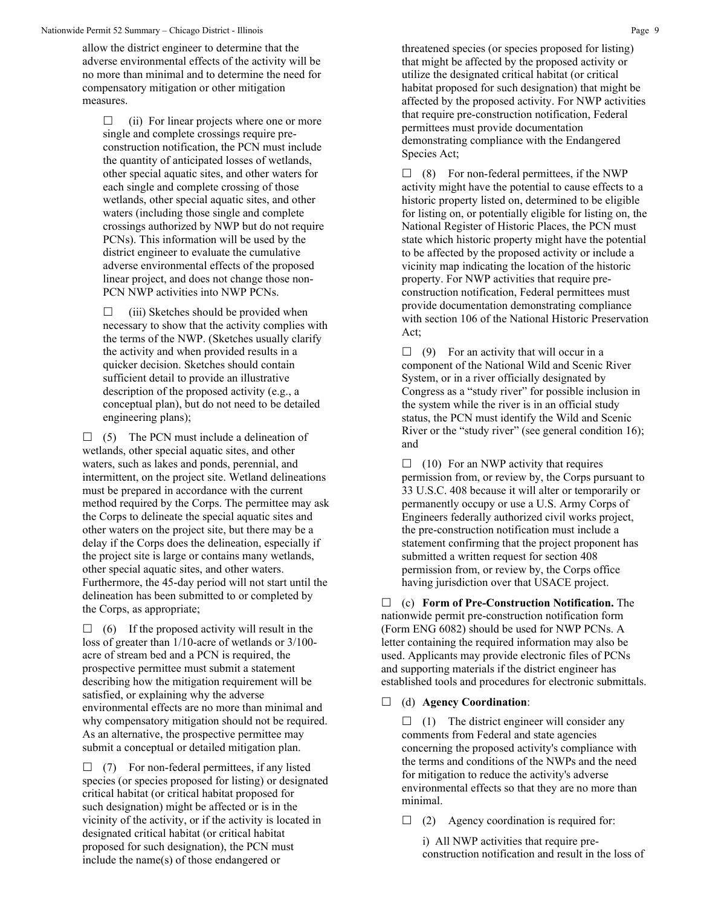allow the district engineer to determine that the adverse environmental effects of the activity will be no more than minimal and to determine the need for compensatory mitigation or other mitigation measures.

☐ (ii) For linear projects where one or more single and complete crossings require pre-construction notification, the PCN must include the quantity of anticipated losses of wetlands, other special aquatic sites, and other waters for each single and complete crossing of those wetlands, other special aquatic sites, and other waters (including those single and complete crossings authorized by NWP but do not require PCNs). This information will be used by the district engineer to evaluate the cumulative adverse environmental effects of the proposed linear project, and does not change those non-PCN NWP activities into NWP PCNs.

☐ (iii) Sketches should be provided when necessary to show that the activity complies with the terms of the NWP. (Sketches usually clarify the activity and when provided results in a quicker decision. Sketches should contain sufficient detail to provide an illustrative description of the proposed activity (e.g., a conceptual plan), but do not need to be detailed engineering plans);

☐ (5) The PCN must include a delineation of wetlands, other special aquatic sites, and other waters, such as lakes and ponds, perennial, and intermittent, on the project site. Wetland delineations must be prepared in accordance with the current method required by the Corps. The permittee may ask the Corps to delineate the special aquatic sites and other waters on the project site, but there may be a delay if the Corps does the delineation, especially if the project site is large or contains many wetlands, other special aquatic sites, and other waters. Furthermore, the 45-day period will not start until the delineation has been submitted to or completed by the Corps, as appropriate;

☐ (6) If the proposed activity will result in the loss of greater than 1/10-acre of wetlands or 3/100-acre of stream bed and a PCN is required, the prospective permittee must submit a statement describing how the mitigation requirement will be satisfied, or explaining why the adverse environmental effects are no more than minimal and why compensatory mitigation should not be required. As an alternative, the prospective permittee may submit a conceptual or detailed mitigation plan.

☐ (7) For non-federal permittees, if any listed species (or species proposed for listing) or designated critical habitat (or critical habitat proposed for such designation) might be affected or is in the vicinity of the activity, or if the activity is located in designated critical habitat (or critical habitat proposed for such designation), the PCN must include the name(s) of those endangered or threatened species (or species proposed for listing) that might be affected by the proposed activity or utilize the designated critical habitat (or critical habitat proposed for such designation) that might be affected by the proposed activity. For NWP activities that require pre-construction notification, Federal permittees must provide documentation demonstrating compliance with the Endangered Species Act;

☐ (8) For non-federal permittees, if the NWP activity might have the potential to cause effects to a historic property listed on, determined to be eligible for listing on, or potentially eligible for listing on, the National Register of Historic Places, the PCN must state which historic property might have the potential to be affected by the proposed activity or include a vicinity map indicating the location of the historic property. For NWP activities that require pre-construction notification, Federal permittees must provide documentation demonstrating compliance with section 106 of the National Historic Preservation Act;

☐ (9) For an activity that will occur in a component of the National Wild and Scenic River System, or in a river officially designated by Congress as a "study river" for possible inclusion in the system while the river is in an official study status, the PCN must identify the Wild and Scenic River or the "study river" (see general condition 16); and

☐ (10) For an NWP activity that requires permission from, or review by, the Corps pursuant to 33 U.S.C. 408 because it will alter or temporarily or permanently occupy or use a U.S. Army Corps of Engineers federally authorized civil works project, the pre-construction notification must include a statement confirming that the project proponent has submitted a written request for section 408 permission from, or review by, the Corps office having jurisdiction over that USACE project.

☐ (c) **Form of Pre-Construction Notification.** The nationwide permit pre-construction notification form (Form ENG 6082) should be used for NWP PCNs. A letter containing the required information may also be used. Applicants may provide electronic files of PCNs and supporting materials if the district engineer has established tools and procedures for electronic submittals.

☐ (d) **Agency Coordination**:

☐ (1) The district engineer will consider any comments from Federal and state agencies concerning the proposed activity's compliance with the terms and conditions of the NWPs and the need for mitigation to reduce the activity's adverse environmental effects so that they are no more than minimal.

☐ (2) Agency coordination is required for:

i) All NWP activities that require pre-construction notification and result in the loss of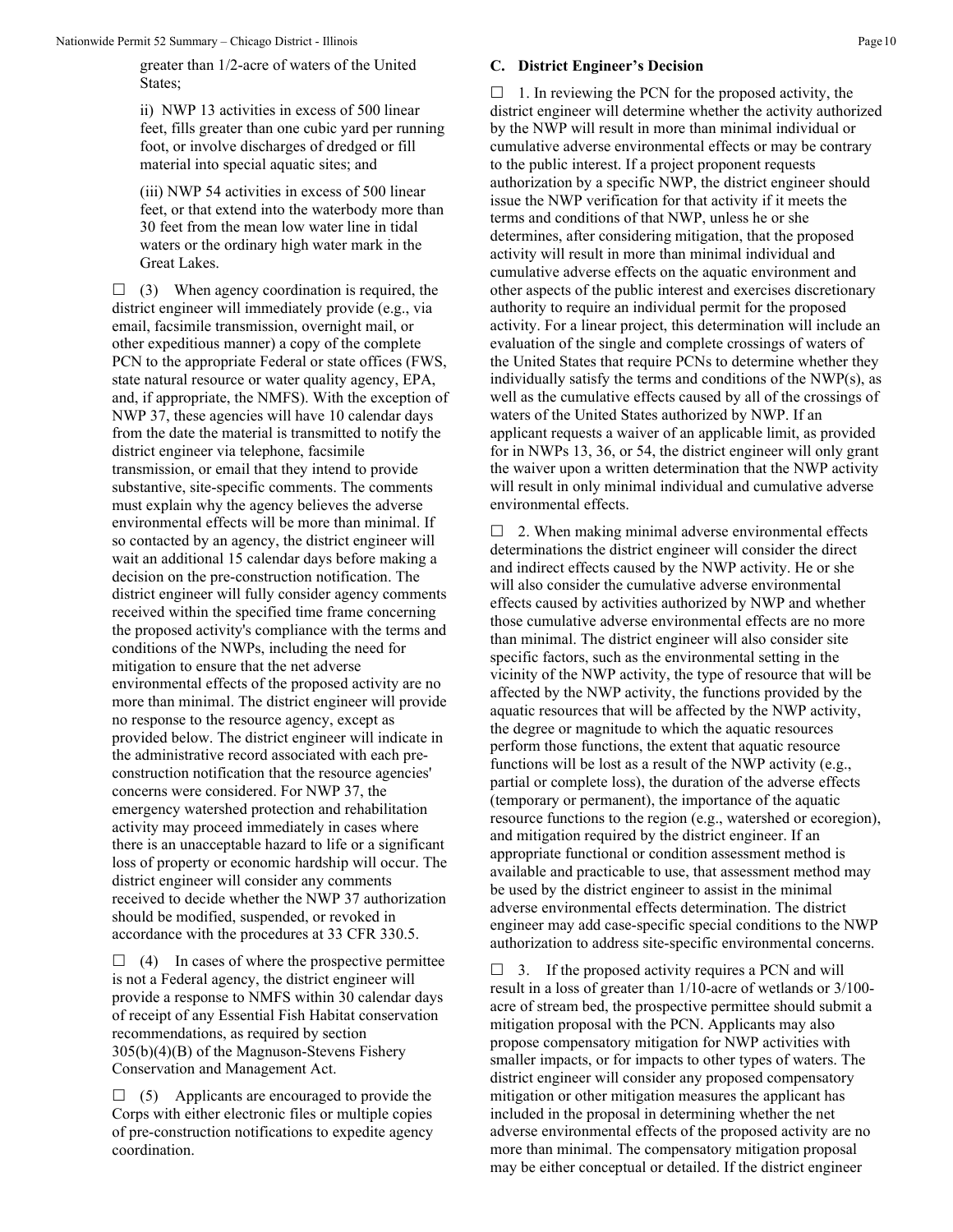greater than 1/2-acre of waters of the United States;

ii) NWP 13 activities in excess of 500 linear feet, fills greater than one cubic yard per running foot, or involve discharges of dredged or fill material into special aquatic sites; and

(iii) NWP 54 activities in excess of 500 linear feet, or that extend into the waterbody more than 30 feet from the mean low water line in tidal waters or the ordinary high water mark in the Great Lakes.

☐ (3) When agency coordination is required, the district engineer will immediately provide (e.g., via email, facsimile transmission, overnight mail, or other expeditious manner) a copy of the complete PCN to the appropriate Federal or state offices (FWS, state natural resource or water quality agency, EPA, and, if appropriate, the NMFS). With the exception of NWP 37, these agencies will have 10 calendar days from the date the material is transmitted to notify the district engineer via telephone, facsimile transmission, or email that they intend to provide substantive, site-specific comments. The comments must explain why the agency believes the adverse environmental effects will be more than minimal. If so contacted by an agency, the district engineer will wait an additional 15 calendar days before making a decision on the pre-construction notification. The district engineer will fully consider agency comments received within the specified time frame concerning the proposed activity's compliance with the terms and conditions of the NWPs, including the need for mitigation to ensure that the net adverse environmental effects of the proposed activity are no more than minimal. The district engineer will provide no response to the resource agency, except as provided below. The district engineer will indicate in the administrative record associated with each pre-construction notification that the resource agencies' concerns were considered. For NWP 37, the emergency watershed protection and rehabilitation activity may proceed immediately in cases where there is an unacceptable hazard to life or a significant loss of property or economic hardship will occur. The district engineer will consider any comments received to decide whether the NWP 37 authorization should be modified, suspended, or revoked in accordance with the procedures at 33 CFR 330.5.

☐ (4) In cases of where the prospective permittee is not a Federal agency, the district engineer will provide a response to NMFS within 30 calendar days of receipt of any Essential Fish Habitat conservation recommendations, as required by section 305(b)(4)(B) of the Magnuson-Stevens Fishery Conservation and Management Act.

☐ (5) Applicants are encouraged to provide the Corps with either electronic files or multiple copies of pre-construction notifications to expedite agency coordination.

**C. District Engineer's Decision**

☐ 1. In reviewing the PCN for the proposed activity, the district engineer will determine whether the activity authorized by the NWP will result in more than minimal individual or cumulative adverse environmental effects or may be contrary to the public interest. If a project proponent requests authorization by a specific NWP, the district engineer should issue the NWP verification for that activity if it meets the terms and conditions of that NWP, unless he or she determines, after considering mitigation, that the proposed activity will result in more than minimal individual and cumulative adverse effects on the aquatic environment and other aspects of the public interest and exercises discretionary authority to require an individual permit for the proposed activity. For a linear project, this determination will include an evaluation of the single and complete crossings of waters of the United States that require PCNs to determine whether they individually satisfy the terms and conditions of the NWP(s), as well as the cumulative effects caused by all of the crossings of waters of the United States authorized by NWP. If an applicant requests a waiver of an applicable limit, as provided for in NWPs 13, 36, or 54, the district engineer will only grant the waiver upon a written determination that the NWP activity will result in only minimal individual and cumulative adverse environmental effects.

☐ 2. When making minimal adverse environmental effects determinations the district engineer will consider the direct and indirect effects caused by the NWP activity. He or she will also consider the cumulative adverse environmental effects caused by activities authorized by NWP and whether those cumulative adverse environmental effects are no more than minimal. The district engineer will also consider site specific factors, such as the environmental setting in the vicinity of the NWP activity, the type of resource that will be affected by the NWP activity, the functions provided by the aquatic resources that will be affected by the NWP activity, the degree or magnitude to which the aquatic resources perform those functions, the extent that aquatic resource functions will be lost as a result of the NWP activity (e.g., partial or complete loss), the duration of the adverse effects (temporary or permanent), the importance of the aquatic resource functions to the region (e.g., watershed or ecoregion), and mitigation required by the district engineer. If an appropriate functional or condition assessment method is available and practicable to use, that assessment method may be used by the district engineer to assist in the minimal adverse environmental effects determination. The district engineer may add case-specific special conditions to the NWP authorization to address site-specific environmental concerns.

☐ 3. If the proposed activity requires a PCN and will result in a loss of greater than 1/10-acre of wetlands or 3/100-acre of stream bed, the prospective permittee should submit a mitigation proposal with the PCN. Applicants may also propose compensatory mitigation for NWP activities with smaller impacts, or for impacts to other types of waters. The district engineer will consider any proposed compensatory mitigation or other mitigation measures the applicant has included in the proposal in determining whether the net adverse environmental effects of the proposed activity are no more than minimal. The compensatory mitigation proposal may be either conceptual or detailed. If the district engineer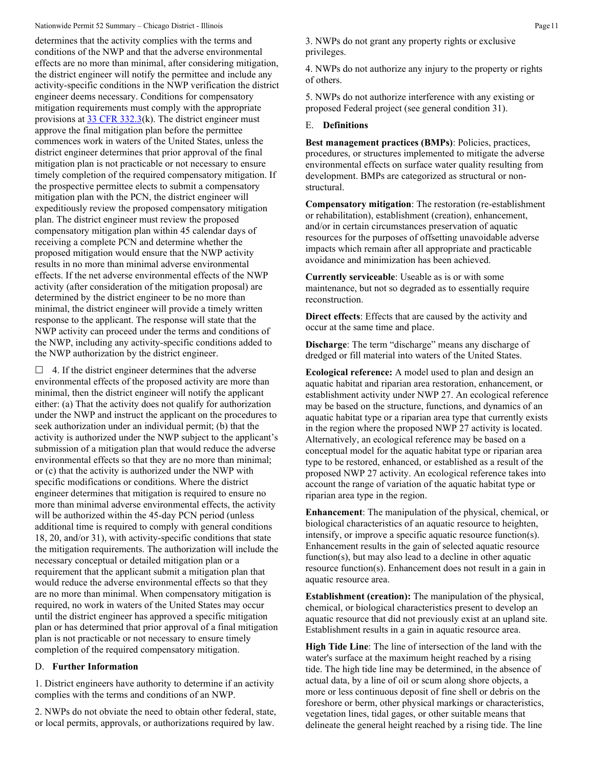determines that the activity complies with the terms and conditions of the NWP and that the adverse environmental effects are no more than minimal, after considering mitigation, the district engineer will notify the permittee and include any activity-specific conditions in the NWP verification the district engineer deems necessary. Conditions for compensatory mitigation requirements must comply with the appropriate provisions at 33 CFR 332.3(k). The district engineer must approve the final mitigation plan before the permittee commences work in waters of the United States, unless the district engineer determines that prior approval of the final mitigation plan is not practicable or not necessary to ensure timely completion of the required compensatory mitigation. If the prospective permittee elects to submit a compensatory mitigation plan with the PCN, the district engineer will expeditiously review the proposed compensatory mitigation plan. The district engineer must review the proposed compensatory mitigation plan within 45 calendar days of receiving a complete PCN and determine whether the proposed mitigation would ensure that the NWP activity results in no more than minimal adverse environmental effects. If the net adverse environmental effects of the NWP activity (after consideration of the mitigation proposal) are determined by the district engineer to be no more than minimal, the district engineer will provide a timely written response to the applicant. The response will state that the NWP activity can proceed under the terms and conditions of the NWP, including any activity-specific conditions added to the NWP authorization by the district engineer.

☐ 4. If the district engineer determines that the adverse environmental effects of the proposed activity are more than minimal, then the district engineer will notify the applicant either: (a) That the activity does not qualify for authorization under the NWP and instruct the applicant on the procedures to seek authorization under an individual permit; (b) that the activity is authorized under the NWP subject to the applicant's submission of a mitigation plan that would reduce the adverse environmental effects so that they are no more than minimal; or (c) that the activity is authorized under the NWP with specific modifications or conditions. Where the district engineer determines that mitigation is required to ensure no more than minimal adverse environmental effects, the activity will be authorized within the 45-day PCN period (unless additional time is required to comply with general conditions 18, 20, and/or 31), with activity-specific conditions that state the mitigation requirements. The authorization will include the necessary conceptual or detailed mitigation plan or a requirement that the applicant submit a mitigation plan that would reduce the adverse environmental effects so that they are no more than minimal. When compensatory mitigation is required, no work in waters of the United States may occur until the district engineer has approved a specific mitigation plan or has determined that prior approval of a final mitigation plan is not practicable or not necessary to ensure timely completion of the required compensatory mitigation.

## D. Further Information

1. District engineers have authority to determine if an activity complies with the terms and conditions of an NWP.

2. NWPs do not obviate the need to obtain other federal, state, or local permits, approvals, or authorizations required by law.

3. NWPs do not grant any property rights or exclusive privileges.

4. NWPs do not authorize any injury to the property or rights of others.

5. NWPs do not authorize interference with any existing or proposed Federal project (see general condition 31).

## E. Definitions

**Best management practices (BMPs)**: Policies, practices, procedures, or structures implemented to mitigate the adverse environmental effects on surface water quality resulting from development. BMPs are categorized as structural or non-structural.

**Compensatory mitigation**: The restoration (re-establishment or rehabilitation), establishment (creation), enhancement, and/or in certain circumstances preservation of aquatic resources for the purposes of offsetting unavoidable adverse impacts which remain after all appropriate and practicable avoidance and minimization has been achieved.

**Currently serviceable**: Useable as is or with some maintenance, but not so degraded as to essentially require reconstruction.

**Direct effects**: Effects that are caused by the activity and occur at the same time and place.

**Discharge**: The term "discharge" means any discharge of dredged or fill material into waters of the United States.

**Ecological reference:** A model used to plan and design an aquatic habitat and riparian area restoration, enhancement, or establishment activity under NWP 27. An ecological reference may be based on the structure, functions, and dynamics of an aquatic habitat type or a riparian area type that currently exists in the region where the proposed NWP 27 activity is located. Alternatively, an ecological reference may be based on a conceptual model for the aquatic habitat type or riparian area type to be restored, enhanced, or established as a result of the proposed NWP 27 activity. An ecological reference takes into account the range of variation of the aquatic habitat type or riparian area type in the region.

**Enhancement**: The manipulation of the physical, chemical, or biological characteristics of an aquatic resource to heighten, intensify, or improve a specific aquatic resource function(s). Enhancement results in the gain of selected aquatic resource function(s), but may also lead to a decline in other aquatic resource function(s). Enhancement does not result in a gain in aquatic resource area.

**Establishment (creation):** The manipulation of the physical, chemical, or biological characteristics present to develop an aquatic resource that did not previously exist at an upland site. Establishment results in a gain in aquatic resource area.

**High Tide Line**: The line of intersection of the land with the water's surface at the maximum height reached by a rising tide. The high tide line may be determined, in the absence of actual data, by a line of oil or scum along shore objects, a more or less continuous deposit of fine shell or debris on the foreshore or berm, other physical markings or characteristics, vegetation lines, tidal gages, or other suitable means that delineate the general height reached by a rising tide. The line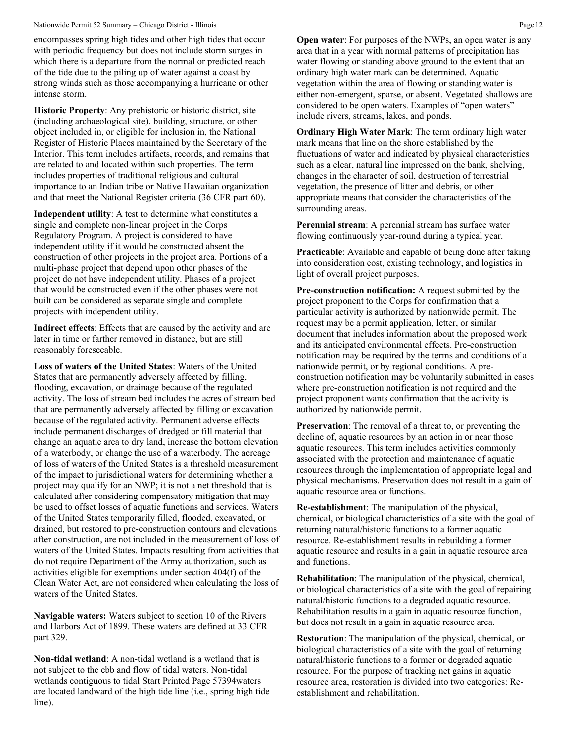encompasses spring high tides and other high tides that occur with periodic frequency but does not include storm surges in which there is a departure from the normal or predicted reach of the tide due to the piling up of water against a coast by strong winds such as those accompanying a hurricane or other intense storm.

**Historic Property**: Any prehistoric or historic district, site (including archaeological site), building, structure, or other object included in, or eligible for inclusion in, the National Register of Historic Places maintained by the Secretary of the Interior. This term includes artifacts, records, and remains that are related to and located within such properties. The term includes properties of traditional religious and cultural importance to an Indian tribe or Native Hawaiian organization and that meet the National Register criteria (36 CFR part 60).

**Independent utility**: A test to determine what constitutes a single and complete non-linear project in the Corps Regulatory Program. A project is considered to have independent utility if it would be constructed absent the construction of other projects in the project area. Portions of a multi-phase project that depend upon other phases of the project do not have independent utility. Phases of a project that would be constructed even if the other phases were not built can be considered as separate single and complete projects with independent utility.

**Indirect effects**: Effects that are caused by the activity and are later in time or farther removed in distance, but are still reasonably foreseeable.

**Loss of waters of the United States**: Waters of the United States that are permanently adversely affected by filling, flooding, excavation, or drainage because of the regulated activity. The loss of stream bed includes the acres of stream bed that are permanently adversely affected by filling or excavation because of the regulated activity. Permanent adverse effects include permanent discharges of dredged or fill material that change an aquatic area to dry land, increase the bottom elevation of a waterbody, or change the use of a waterbody. The acreage of loss of waters of the United States is a threshold measurement of the impact to jurisdictional waters for determining whether a project may qualify for an NWP; it is not a net threshold that is calculated after considering compensatory mitigation that may be used to offset losses of aquatic functions and services. Waters of the United States temporarily filled, flooded, excavated, or drained, but restored to pre-construction contours and elevations after construction, are not included in the measurement of loss of waters of the United States. Impacts resulting from activities that do not require Department of the Army authorization, such as activities eligible for exemptions under section 404(f) of the Clean Water Act, are not considered when calculating the loss of waters of the United States.

**Navigable waters:** Waters subject to section 10 of the Rivers and Harbors Act of 1899. These waters are defined at 33 CFR part 329.

**Non-tidal wetland**: A non-tidal wetland is a wetland that is not subject to the ebb and flow of tidal waters. Non-tidal wetlands contiguous to tidal Start Printed Page 57394waters are located landward of the high tide line (i.e., spring high tide line).

**Open water**: For purposes of the NWPs, an open water is any area that in a year with normal patterns of precipitation has water flowing or standing above ground to the extent that an ordinary high water mark can be determined. Aquatic vegetation within the area of flowing or standing water is either non-emergent, sparse, or absent. Vegetated shallows are considered to be open waters. Examples of "open waters" include rivers, streams, lakes, and ponds.

**Ordinary High Water Mark**: The term ordinary high water mark means that line on the shore established by the fluctuations of water and indicated by physical characteristics such as a clear, natural line impressed on the bank, shelving, changes in the character of soil, destruction of terrestrial vegetation, the presence of litter and debris, or other appropriate means that consider the characteristics of the surrounding areas.

**Perennial stream**: A perennial stream has surface water flowing continuously year-round during a typical year.

**Practicable**: Available and capable of being done after taking into consideration cost, existing technology, and logistics in light of overall project purposes.

**Pre-construction notification:** A request submitted by the project proponent to the Corps for confirmation that a particular activity is authorized by nationwide permit. The request may be a permit application, letter, or similar document that includes information about the proposed work and its anticipated environmental effects. Pre-construction notification may be required by the terms and conditions of a nationwide permit, or by regional conditions. A pre-construction notification may be voluntarily submitted in cases where pre-construction notification is not required and the project proponent wants confirmation that the activity is authorized by nationwide permit.

**Preservation**: The removal of a threat to, or preventing the decline of, aquatic resources by an action in or near those aquatic resources. This term includes activities commonly associated with the protection and maintenance of aquatic resources through the implementation of appropriate legal and physical mechanisms. Preservation does not result in a gain of aquatic resource area or functions.

**Re-establishment**: The manipulation of the physical, chemical, or biological characteristics of a site with the goal of returning natural/historic functions to a former aquatic resource. Re-establishment results in rebuilding a former aquatic resource and results in a gain in aquatic resource area and functions.

**Rehabilitation**: The manipulation of the physical, chemical, or biological characteristics of a site with the goal of repairing natural/historic functions to a degraded aquatic resource. Rehabilitation results in a gain in aquatic resource function, but does not result in a gain in aquatic resource area.

**Restoration**: The manipulation of the physical, chemical, or biological characteristics of a site with the goal of returning natural/historic functions to a former or degraded aquatic resource. For the purpose of tracking net gains in aquatic resource area, restoration is divided into two categories: Re-establishment and rehabilitation.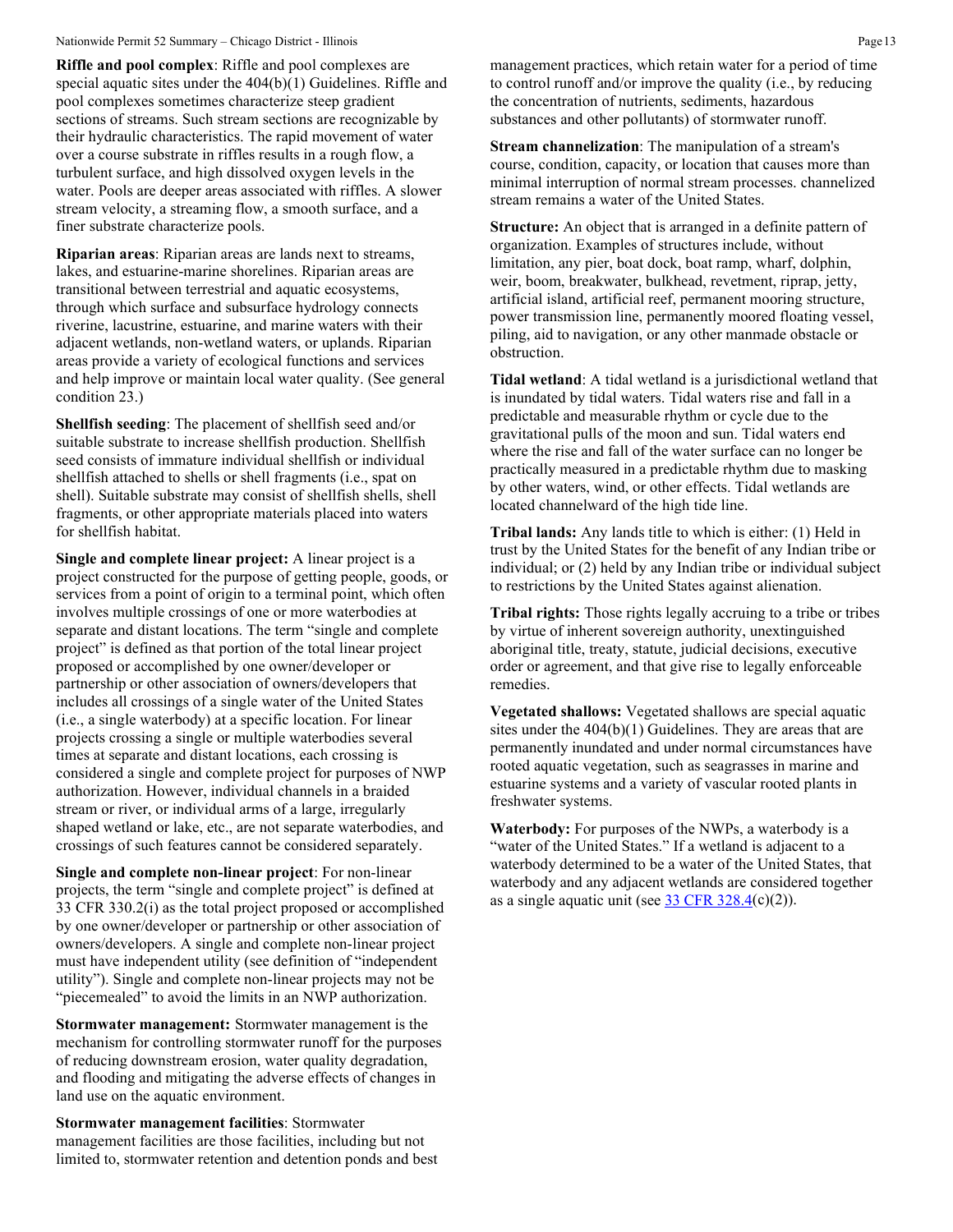**Riffle and pool complex**: Riffle and pool complexes are special aquatic sites under the 404(b)(1) Guidelines. Riffle and pool complexes sometimes characterize steep gradient sections of streams. Such stream sections are recognizable by their hydraulic characteristics. The rapid movement of water over a course substrate in riffles results in a rough flow, a turbulent surface, and high dissolved oxygen levels in the water. Pools are deeper areas associated with riffles. A slower stream velocity, a streaming flow, a smooth surface, and a finer substrate characterize pools.

**Riparian areas**: Riparian areas are lands next to streams, lakes, and estuarine-marine shorelines. Riparian areas are transitional between terrestrial and aquatic ecosystems, through which surface and subsurface hydrology connects riverine, lacustrine, estuarine, and marine waters with their adjacent wetlands, non-wetland waters, or uplands. Riparian areas provide a variety of ecological functions and services and help improve or maintain local water quality. (See general condition 23.)

**Shellfish seeding**: The placement of shellfish seed and/or suitable substrate to increase shellfish production. Shellfish seed consists of immature individual shellfish or individual shellfish attached to shells or shell fragments (i.e., spat on shell). Suitable substrate may consist of shellfish shells, shell fragments, or other appropriate materials placed into waters for shellfish habitat.

**Single and complete linear project:** A linear project is a project constructed for the purpose of getting people, goods, or services from a point of origin to a terminal point, which often involves multiple crossings of one or more waterbodies at separate and distant locations. The term "single and complete project" is defined as that portion of the total linear project proposed or accomplished by one owner/developer or partnership or other association of owners/developers that includes all crossings of a single water of the United States (i.e., a single waterbody) at a specific location. For linear projects crossing a single or multiple waterbodies several times at separate and distant locations, each crossing is considered a single and complete project for purposes of NWP authorization. However, individual channels in a braided stream or river, or individual arms of a large, irregularly shaped wetland or lake, etc., are not separate waterbodies, and crossings of such features cannot be considered separately.

**Single and complete non-linear project**: For non-linear projects, the term "single and complete project" is defined at 33 CFR 330.2(i) as the total project proposed or accomplished by one owner/developer or partnership or other association of owners/developers. A single and complete non-linear project must have independent utility (see definition of "independent utility"). Single and complete non-linear projects may not be "piecemealed" to avoid the limits in an NWP authorization.

**Stormwater management:** Stormwater management is the mechanism for controlling stormwater runoff for the purposes of reducing downstream erosion, water quality degradation, and flooding and mitigating the adverse effects of changes in land use on the aquatic environment.

**Stormwater management facilities**: Stormwater management facilities are those facilities, including but not limited to, stormwater retention and detention ponds and best management practices, which retain water for a period of time to control runoff and/or improve the quality (i.e., by reducing the concentration of nutrients, sediments, hazardous substances and other pollutants) of stormwater runoff.

**Stream channelization**: The manipulation of a stream's course, condition, capacity, or location that causes more than minimal interruption of normal stream processes. channelized stream remains a water of the United States.

**Structure:** An object that is arranged in a definite pattern of organization. Examples of structures include, without limitation, any pier, boat dock, boat ramp, wharf, dolphin, weir, boom, breakwater, bulkhead, revetment, riprap, jetty, artificial island, artificial reef, permanent mooring structure, power transmission line, permanently moored floating vessel, piling, aid to navigation, or any other manmade obstacle or obstruction.

**Tidal wetland**: A tidal wetland is a jurisdictional wetland that is inundated by tidal waters. Tidal waters rise and fall in a predictable and measurable rhythm or cycle due to the gravitational pulls of the moon and sun. Tidal waters end where the rise and fall of the water surface can no longer be practically measured in a predictable rhythm due to masking by other waters, wind, or other effects. Tidal wetlands are located channelward of the high tide line.

**Tribal lands:** Any lands title to which is either: (1) Held in trust by the United States for the benefit of any Indian tribe or individual; or (2) held by any Indian tribe or individual subject to restrictions by the United States against alienation.

**Tribal rights:** Those rights legally accruing to a tribe or tribes by virtue of inherent sovereign authority, unextinguished aboriginal title, treaty, statute, judicial decisions, executive order or agreement, and that give rise to legally enforceable remedies.

**Vegetated shallows:** Vegetated shallows are special aquatic sites under the 404(b)(1) Guidelines. They are areas that are permanently inundated and under normal circumstances have rooted aquatic vegetation, such as seagrasses in marine and estuarine systems and a variety of vascular rooted plants in freshwater systems.

**Waterbody:** For purposes of the NWPs, a waterbody is a "water of the United States." If a wetland is adjacent to a waterbody determined to be a water of the United States, that waterbody and any adjacent wetlands are considered together as a single aquatic unit (see 33 CFR 328.4(c)(2)).